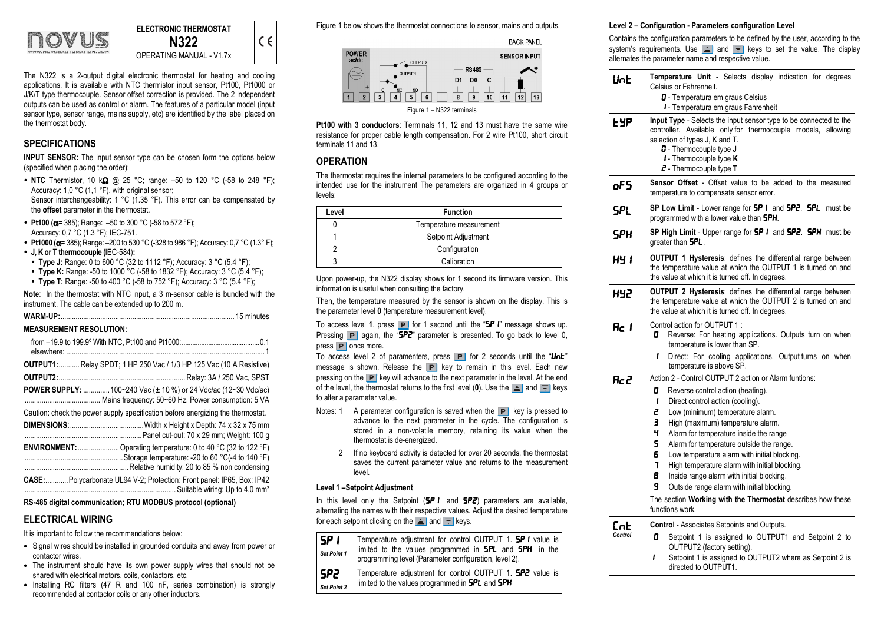# ELECTRONIC THERMOSTAT

## N322

OPERATING MANUAL - V1.7x

The N322 is a 2-output digital electronic thermostat for heating and cooling applications. It is available with NTC thermistor input sensor, Pt100, Pt1000 or J/K/T type thermocouple. Sensor offset correction is provided. The 2 independent outputs can be used as control or alarm. The features of a particular model (input sensor type, sensor range, mains supply, etc) are identified by the label placed on the thermostat body.

## SPECIFICATIONS

**INPUT SENSOR:** The input sensor type can be chosen form the options below (specified when placing the order):

- **NTC** Thermistor, 10 kΩ @ 25 °C; range: –50 to 120 °C (-58 to 248 °F); Accuracy: 1,0 °C (1,1 °F), with original sensor;
  Sensor interchangeability: 1 °C (1.35 °F). This error can be compensated by the **offset** parameter in the thermostat.
- **Pt100 (α= 385)**; Range: –50 to 300 °C (-58 to 572 °F);
  Accuracy: 0,7 °C (1.3 °F); IEC-751.
- **Pt1000 (α= 385)**; Range: –200 to 530 °C (-328 to 986 °F); Accuracy: 0,7 °C (1.3° F);
- **J, K or T thermocouple (**IEC-584)**:**
  - **Type J:** Range: 0 to 600 °C (32 to 1112 °F); Accuracy: 3 °C (5.4 °F);
  - **Type K:** Range: -50 to 1000 °C (-58 to 1832 °F); Accuracy: 3 °C (5.4 °F);
  - **Type T:** Range: -50 to 400 °C (-58 to 752 °F); Accuracy: 3 °C (5.4 °F);

**Note**: In the thermostat with NTC input, a 3 m-sensor cable is bundled with the instrument. The cable can be extended up to 200 m.

**WARM-UP:**............................................................................................ 15 minutes

**MEASUREMENT RESOLUTION:**

from –19.9 to 199.9º With NTC, Pt100 and Pt1000:...........................................0.1
elsewhere: ........................................................................................................1

**OUTPUT1:**........... Relay SPDT; 1 HP 250 Vac / 1/3 HP 125 Vac (10 A Resistive)

**OUTPUT2:**.................................................................... Relay: 3A / 250 Vac, SPST

**POWER SUPPLY:** ..............100~240 Vac (± 10 %) or 24 Vdc/ac (12~30 Vdc/ac)
........................................ Mains frequency: 50~60 Hz. Power consumption: 5 VA

Caution: check the power supply specification before energizing the thermostat.

**DIMENSIONS**:......................................Width x Height x Depth: 74 x 32 x 75 mm
..............................................................Panel cut-out: 70 x 29 mm; Weight: 100 g

**ENVIRONMENT:**......................Operating temperature: 0 to 40 °C (32 to 122 °F)
...................................................Storage temperature: -20 to 60 °C(-4 to 140 °F)
.....................................................Relative humidity: 20 to 85 % non condensing

**CASE:**............Polycarbonate UL94 V-2; Protection: Front panel: IP65, Box: IP42
............................................................................... Suitable wiring: Up to 4,0 mm²

**RS-485 digital communication; RTU MODBUS protocol (optional)**

## ELECTRICAL WIRING

It is important to follow the recommendations below:

- Signal wires should be installed in grounded conduits and away from power or contactor wires.
- The instrument should have its own power supply wires that should not be shared with electrical motors, coils, contactors, etc.
- Installing RC filters (47 R and 100 nF, series combination) is strongly recommended at contactor coils or any other inductors.

Figure 1 below shows the thermostat connections to sensor, mains and outputs.

BACK PANEL

POWER ac/dc | OUTPUT1 (C, NC, NO) | OUTPUT2 | RS485 (D1, D0, C) | SENSOR INPUT

1 2 3 4 5 6 8 9 10 11 12 13

Figure 1 – N322 terminals

**Pt100 with 3 conductors**: Terminals 11, 12 and 13 must have the same wire resistance for proper cable length compensation. For 2 wire Pt100, short circuit terminals 11 and 13.

## OPERATION

The thermostat requires the internal parameters to be configured according to the intended use for the instrument The parameters are organized in 4 groups or levels:

| Level | Function |
|---|---|
| 0 | Temperature measurement |
| 1 | Setpoint Adjustment |
| 2 | Configuration |
| 3 | Calibration |

Upon power-up, the N322 display shows for 1 second its firmware version. This information is useful when consulting the factory.

Then, the temperature measured by the sensor is shown on the display. This is the parameter level **0** (temperature measurement level).

To access level **1**, press **P** for 1 second until the "**SP1**" message shows up. Pressing **P** again, the "**SP2**" parameter is presented. To go back to level 0, press **P** once more.

To access level 2 of paramenters, press **P** for 2 seconds until the "**Unt**" message is shown. Release the **P** key to remain in this level. Each new pressing on the **P** key will advance to the next parameter in the level. At the end of the level, the thermostat returns to the first level (**0**). Use the ▲ and ▼ keys to alter a parameter value.

Notes: 1 A parameter configuration is saved when the **P** key is pressed to advance to the next parameter in the cycle. The configuration is stored in a non-volatile memory, retaining its value when the thermostat is de-energized.

2 If no keyboard activity is detected for over 20 seconds, the thermostat saves the current parameter value and returns to the measurement level.

### Level 1 –Setpoint Adjustment

In this level only the Setpoint (**SP1** and **SP2**) parameters are available, alternating the names with their respective values. Adjust the desired temperature for each setpoint clicking on the ▲ and ▼ keys.

| | |
|---|---|
| **SP1** *Set Point 1* | Temperature adjustment for control OUTPUT 1. **SP1** value is limited to the values programmed in **SPL** and **SPH** in the programming level (Parameter configuration, level 2). |
| **SP2** *Set Point 2* | Temperature adjustment for control OUTPUT 1. **SP2** value is limited to the values programmed in **SPL** and **SPH** |

### Level 2 – Configuration - Parameters configuration Level

Contains the configuration parameters to be defined by the user, according to the system's requirements. Use ▲ and ▼ keys to set the value. The display alternates the parameter name and respective value.

| | |
|---|---|
| **Unt** | **Temperature Unit** - Selects display indication for degrees Celsius or Fahrenheit.<br>**0** - Temperatura em graus Celsius<br>**1** - Temperatura em graus Fahrenheit |
| **tYP** | **Input Type** - Selects the input sensor type to be connected to the controller. Available only for thermocouple models, allowing selection of types J, K and T.<br>**0** - Thermocouple type **J**<br>**1** - Thermocouple type **K**<br>**2** - Thermocouple type **T** |
| **oFS** | **Sensor Offset** - Offset value to be added to the measured temperature to compensate sensor error. |
| **SPL** | **SP Low Limit** - Lower range for **SP1** and **SP2**. **SPL** must be programmed with a lower value than **SPH**. |
| **SPH** | **SP High Limit** - Upper range for **SP1** and **SP2**. **SPH** must be greater than **SPL**. |
| **HY1** | **OUTPUT 1 Hysteresis**: defines the differential range between the temperature value at which the OUTPUT 1 is turned on and the value at which it is turned off. In degrees. |
| **HY2** | **OUTPUT 2 Hysteresis**: defines the differential range between the temperature value at which the OUTPUT 2 is turned on and the value at which it is turned off. In degrees. |
| **Ac1** | Control action for OUTPUT 1 :<br>**0** Reverse: For heating applications. Outputs turn on when temperature is lower than SP.<br>**1** Direct: For cooling applications. Output turns on when temperature is above SP. |
| **Ac2** | Action 2 - Control OUTPUT 2 action or Alarm funtions:<br>**0** Reverse control action (heating).<br>**1** Direct control action (cooling).<br>**2** Low (minimum) temperature alarm.<br>**3** High (maximum) temperature alarm.<br>**4** Alarm for temperature inside the range<br>**5** Alarm for temperature outside the range.<br>**6** Low temperature alarm with initial blocking.<br>**7** High temperature alarm with initial blocking.<br>**8** Inside range alarm with initial blocking.<br>**9** Outside range alarm with initial blocking.<br>The section **Working with the Thermostat** describes how these functions work. |
| **Cnt** *Control* | **Control** - Associates Setpoints and Outputs.<br>**0** Setpoint 1 is assigned to OUTPUT1 and Setpoint 2 to OUTPUT2 (factory setting).<br>**1** Setpoint 1 is assigned to OUTPUT2 where as Setpoint 2 is directed to OUTPUT1. |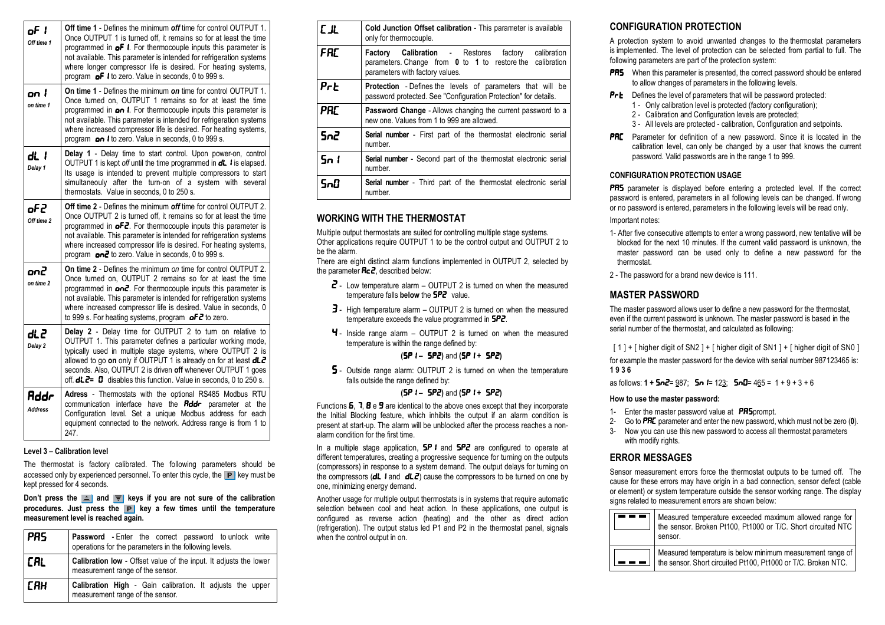| | |
|---|---|
| **oF 1** *Off time 1* | **Off time 1** - Defines the minimum *off* time for control OUTPUT 1. Once OUTPUT 1 is turned off, it remains so for at least the time programmed in **oF 1**. For thermocouple inputs this parameter is not available. This parameter is intended for refrigeration systems where longer compressor life is desired. For heating systems, program **oF 1** to zero. Value in seconds, 0 to 999 s. |
| **on 1** *on time 1* | **On time 1** - Defines the minimum *on* time for control OUTPUT 1. Once turned on, OUTPUT 1 remains so for at least the time programmed in **on 1**. For thermocouple inputs this parameter is not available. This parameter is intended for refrigeration systems where increased compressor life is desired. For heating systems, program **on 1** to zero. Value in seconds, 0 to 999 s. |
| **dL 1** *Delay 1* | **Delay 1** - Delay time to start control. Upon power-on, control OUTPUT 1 is kept *off* until the time programmed in **dL 1** is elapsed. Its usage is intended to prevent multiple compressors to start simultaneously after the turn-on of a system with several thermostats. Value in seconds, 0 to 250 s. |
| **oF2** *Off time 2* | **Off time 2** - Defines the minimum *off* time for control OUTPUT 2. Once OUTPUT 2 is turned off, it remains so for at least the time programmed in **oF2**. For thermocouple inputs this parameter is not available. This parameter is intended for refrigeration systems where increased compressor life is desired. For heating systems, program **on2** to zero. Value in seconds, 0 to 999 s. |
| **on2** *on time 2* | **On time 2** - Defines the minimum *on* time for control OUTPUT 2. Once turned on, OUTPUT 2 remains so for at least the time programmed in **on2**. For thermocouple inputs this parameter is not available. This parameter is intended for refrigeration systems where increased compressor life is desired. Value in seconds, 0 to 999 s. For heating systems, program **oF2** to zero. |
| **dL2** *Delay 2* | **Delay 2** - Delay time for OUTPUT 2 to turn on relative to OUTPUT 1. This parameter defines a particular working mode, typically used in multiple stage systems, where OUTPUT 2 is allowed to go **on** only if OUTPUT 1 is already on for at least **dL2** seconds. Also, OUTPUT 2 is driven **off** whenever OUTPUT 1 goes off. **dL2= 0** disables this function. Value in seconds, 0 to 250 s. |
| **Addr** *Address* | **Adress** - Thermostats with the optional RS485 Modbus RTU communication interface have the **Addr** parameter at the Configuration level. Set a unique Modbus address for each equipment connected to the network. Address range is from 1 to 247. |

**Level 3 – Calibration level**

The thermostat is factory calibrated. The following parameters should be accessed only by experienced personnel. To enter this cycle, the **P** key must be kept pressed for 4 seconds.

**Don't press the ▲ and ▼ keys if you are not sure of the calibration procedures. Just press the P key a few times until the temperature measurement level is reached again.**

| | |
|---|---|
| **PAS** | **Password** - Enter the correct password to unlock write operations for the parameters in the following levels. |
| **CAL** | **Calibration low** - Offset value of the input. It adjusts the lower measurement range of the sensor. |
| **CAH** | **Calibration High** - Gain calibration. It adjusts the upper measurement range of the sensor. |
| **CJL** | **Cold Junction Offset calibration** - This parameter is available only for thermocouple. |
| **FAC** | **Factory Calibration** - Restores factory calibration parameters. Change from **0** to **1** to restore the calibration parameters with factory values. |
| **Prt** | **Protection** - Defines the levels of parameters that will be password protected. See "Configuration Protection" for details. |
| **PAC** | **Password Change** - Allows changing the current password to a new one. Values from 1 to 999 are allowed. |
| **Sn2** | **Serial number** - First part of the thermostat electronic serial number. |
| **Sn 1** | **Serial number** - Second part of the thermostat electronic serial number. |
| **Sn0** | **Serial number** - Third part of the thermostat electronic serial number. |

## WORKING WITH THE THERMOSTAT

Multiple output thermostats are suited for controlling multiple stage systems. Other applications require OUTPUT 1 to be the control output and OUTPUT 2 to be the alarm.

There are eight distinct alarm functions implemented in OUTPUT 2, selected by the parameter **Ac2**, described below:

- **2** - Low temperature alarm – OUTPUT 2 is turned on when the measured temperature falls **below** the **SP2** value.
- **3** - High temperature alarm – OUTPUT 2 is turned on when the measured temperature exceeds the value programmed in **SP2**.
- **4** - Inside range alarm – OUTPUT 2 is turned on when the measured temperature is within the range defined by:

  **(SP 1 – SP2)** and **(SP 1 + SP2)**

- **5** - Outside range alarm: OUTPUT 2 is turned on when the temperature falls outside the range defined by:

  **(SP 1 – SP2)** and **(SP 1 + SP2)**

Functions **6**, **7**, **8** e **9** are identical to the above ones except that they incorporate the Initial Blocking feature, which inhibits the output if an alarm condition is present at start-up. The alarm will be unblocked after the process reaches a non-alarm condition for the first time.

In a multiple stage application, **SP 1** and **SP2** are configured to operate at different temperatures, creating a progressive sequence for turning on the outputs (compressors) in response to a system demand. The output delays for turning on the compressors (**dL 1** and **dL2**) cause the compressors to be turned on one by one, minimizing energy demand.

Another usage for multiple output thermostats is in systems that require automatic selection between cool and heat action. In these applications, one output is configured as reverse action (heating) and the other as direct action (refrigeration). The output status led P1 and P2 in the thermostat panel, signals when the control output in on.

## CONFIGURATION PROTECTION

A protection system to avoid unwanted changes to the thermostat parameters is implemented. The level of protection can be selected from partial to full. The following parameters are part of the protection system:

- **PAS** When this parameter is presented, the correct password should be entered to allow changes of parameters in the following levels.
- **Prt** Defines the level of parameters that will be password protected:
  - 1 - Only calibration level is protected (factory configuration);
  - 2 - Calibration and Configuration levels are protected;
  - 3 - All levels are protected - calibration, Configuration and setpoints.
- **PAC** Parameter for definition of a new password. Since it is located in the calibration level, can only be changed by a user that knows the current password. Valid passwords are in the range 1 to 999.

#### CONFIGURATION PROTECTION USAGE

**PAS** parameter is displayed before entering a protected level. If the correct password is entered, parameters in all following levels can be changed. If wrong or no password is entered, parameters in the following levels will be read only.

Important notes:

1- After five consecutive attempts to enter a wrong password, new tentative will be blocked for the next 10 minutes. If the current valid password is unknown, the master password can be used only to define a new password for the thermostat.

2 - The password for a brand new device is 111.

## MASTER PASSWORD

The master password allows user to define a new password for the thermostat, even if the current password is unknown. The master password is based in the serial number of the thermostat, and calculated as following:

[ 1 ] + [ higher digit of SN2 ] + [ higher digit of SN1 ] + [ higher digit of SN0 ]

for example the master password for the device with serial number 987123465 is: **1 9 3 6**

as follows: **1 + Sn2**= 987; **Sn 1**= 123; **Sn0**= 465 = 1 + 9 + 3 + 6

**How to use the master password:**

1- Enter the master password value at **PAS**prompt.
2- Go to **PAC** parameter and enter the new password, which must not be zero (**0**).
3- Now you can use this new password to access all thermostat parameters with modify rights.

## ERROR MESSAGES

Sensor measurement errors force the thermostat outputs to be turned off. The cause for these errors may have origin in a bad connection, sensor defect (cable or element) or system temperature outside the sensor working range. The display signs related to measurement errors are shown below:

| | |
|---|---|
| ‾ ‾ ‾ | Measured temperature exceeded maximum allowed range for the sensor. Broken Pt100, Pt1000 or T/C. Short circuited NTC sensor. |
| _ _ _ | Measured temperature is below minimum measurement range of the sensor. Short circuited Pt100, Pt1000 or T/C. Broken NTC. |